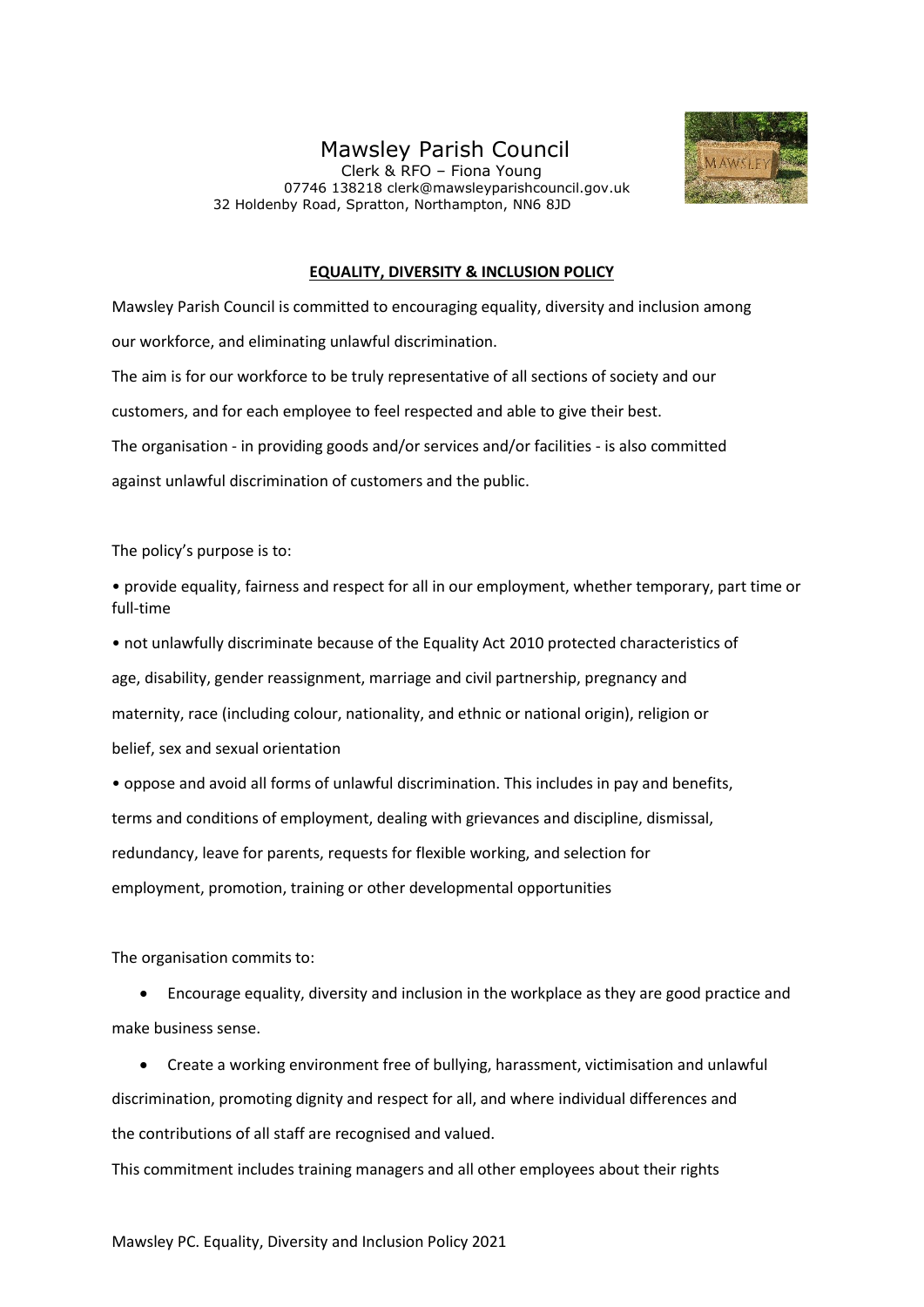# Mawsley Parish Council

Clerk & RFO – Fiona Young
07746 138218 clerk@mawsleyparishcouncil.gov.uk
32 Holdenby Road, Spratton, Northampton, NN6 8JD

## EQUALITY, DIVERSITY & INCLUSION POLICY

Mawsley Parish Council is committed to encouraging equality, diversity and inclusion among our workforce, and eliminating unlawful discrimination.

The aim is for our workforce to be truly representative of all sections of society and our customers, and for each employee to feel respected and able to give their best.

The organisation - in providing goods and/or services and/or facilities - is also committed against unlawful discrimination of customers and the public.

The policy's purpose is to:

- provide equality, fairness and respect for all in our employment, whether temporary, part time or full-time
- not unlawfully discriminate because of the Equality Act 2010 protected characteristics of age, disability, gender reassignment, marriage and civil partnership, pregnancy and maternity, race (including colour, nationality, and ethnic or national origin), religion or belief, sex and sexual orientation
- oppose and avoid all forms of unlawful discrimination. This includes in pay and benefits, terms and conditions of employment, dealing with grievances and discipline, dismissal, redundancy, leave for parents, requests for flexible working, and selection for employment, promotion, training or other developmental opportunities

The organisation commits to:

- Encourage equality, diversity and inclusion in the workplace as they are good practice and make business sense.
- Create a working environment free of bullying, harassment, victimisation and unlawful discrimination, promoting dignity and respect for all, and where individual differences and the contributions of all staff are recognised and valued.

This commitment includes training managers and all other employees about their rights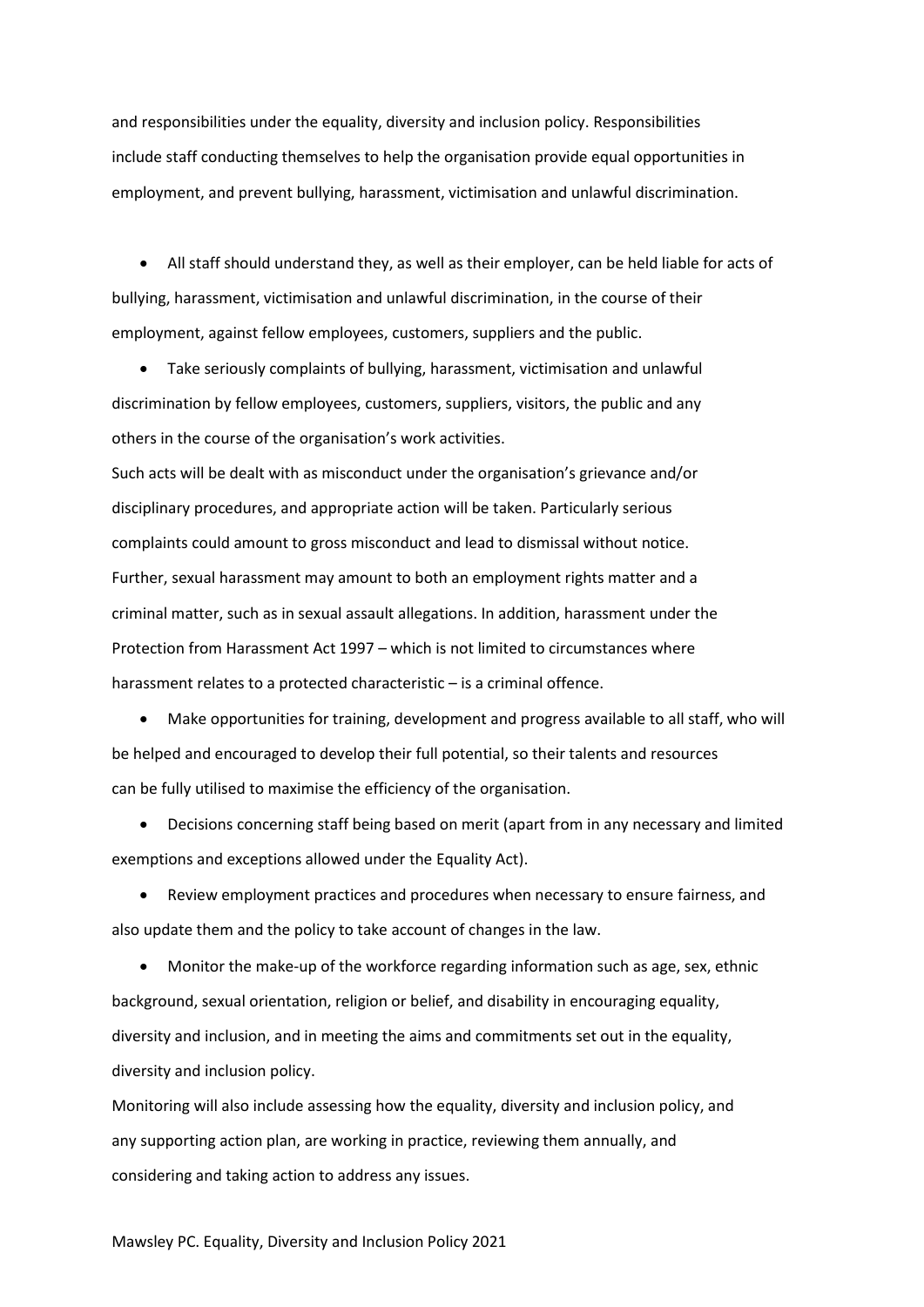and responsibilities under the equality, diversity and inclusion policy. Responsibilities include staff conducting themselves to help the organisation provide equal opportunities in employment, and prevent bullying, harassment, victimisation and unlawful discrimination.

- All staff should understand they, as well as their employer, can be held liable for acts of bullying, harassment, victimisation and unlawful discrimination, in the course of their employment, against fellow employees, customers, suppliers and the public.
- Take seriously complaints of bullying, harassment, victimisation and unlawful discrimination by fellow employees, customers, suppliers, visitors, the public and any others in the course of the organisation's work activities.

Such acts will be dealt with as misconduct under the organisation's grievance and/or disciplinary procedures, and appropriate action will be taken. Particularly serious complaints could amount to gross misconduct and lead to dismissal without notice. Further, sexual harassment may amount to both an employment rights matter and a criminal matter, such as in sexual assault allegations. In addition, harassment under the Protection from Harassment Act 1997 – which is not limited to circumstances where harassment relates to a protected characteristic – is a criminal offence.

- Make opportunities for training, development and progress available to all staff, who will be helped and encouraged to develop their full potential, so their talents and resources can be fully utilised to maximise the efficiency of the organisation.
- Decisions concerning staff being based on merit (apart from in any necessary and limited exemptions and exceptions allowed under the Equality Act).
- Review employment practices and procedures when necessary to ensure fairness, and also update them and the policy to take account of changes in the law.
- Monitor the make-up of the workforce regarding information such as age, sex, ethnic background, sexual orientation, religion or belief, and disability in encouraging equality, diversity and inclusion, and in meeting the aims and commitments set out in the equality, diversity and inclusion policy.

Monitoring will also include assessing how the equality, diversity and inclusion policy, and any supporting action plan, are working in practice, reviewing them annually, and considering and taking action to address any issues.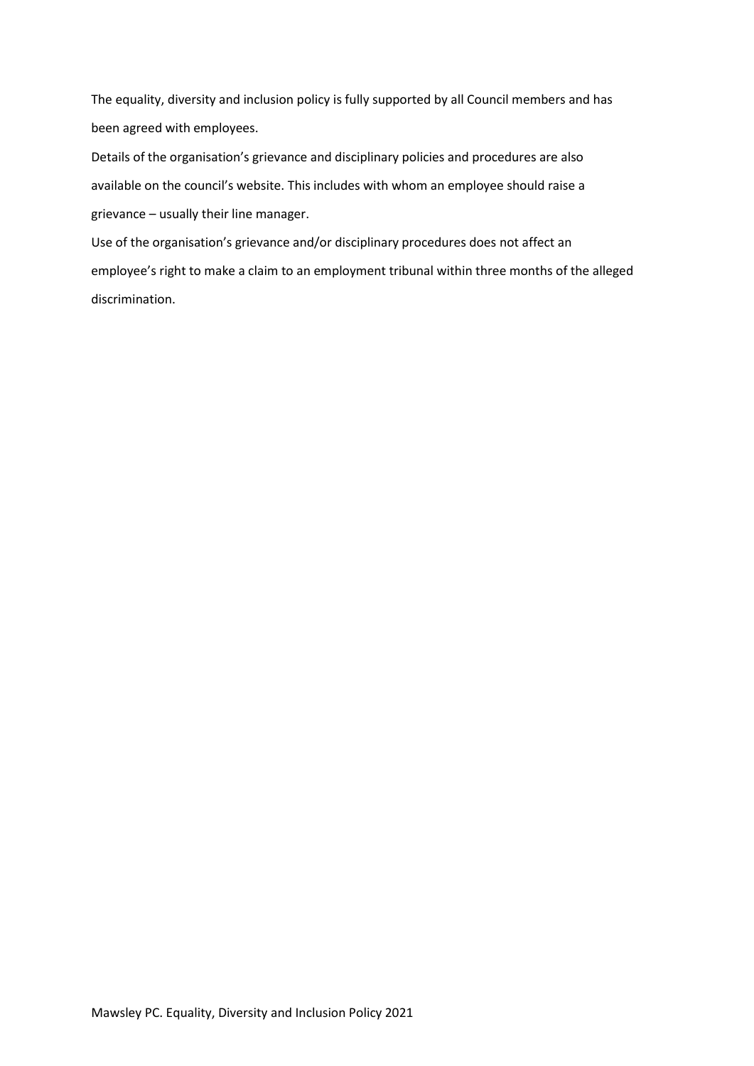The equality, diversity and inclusion policy is fully supported by all Council members and has been agreed with employees.

Details of the organisation's grievance and disciplinary policies and procedures are also available on the council's website. This includes with whom an employee should raise a grievance – usually their line manager.

Use of the organisation's grievance and/or disciplinary procedures does not affect an employee's right to make a claim to an employment tribunal within three months of the alleged discrimination.